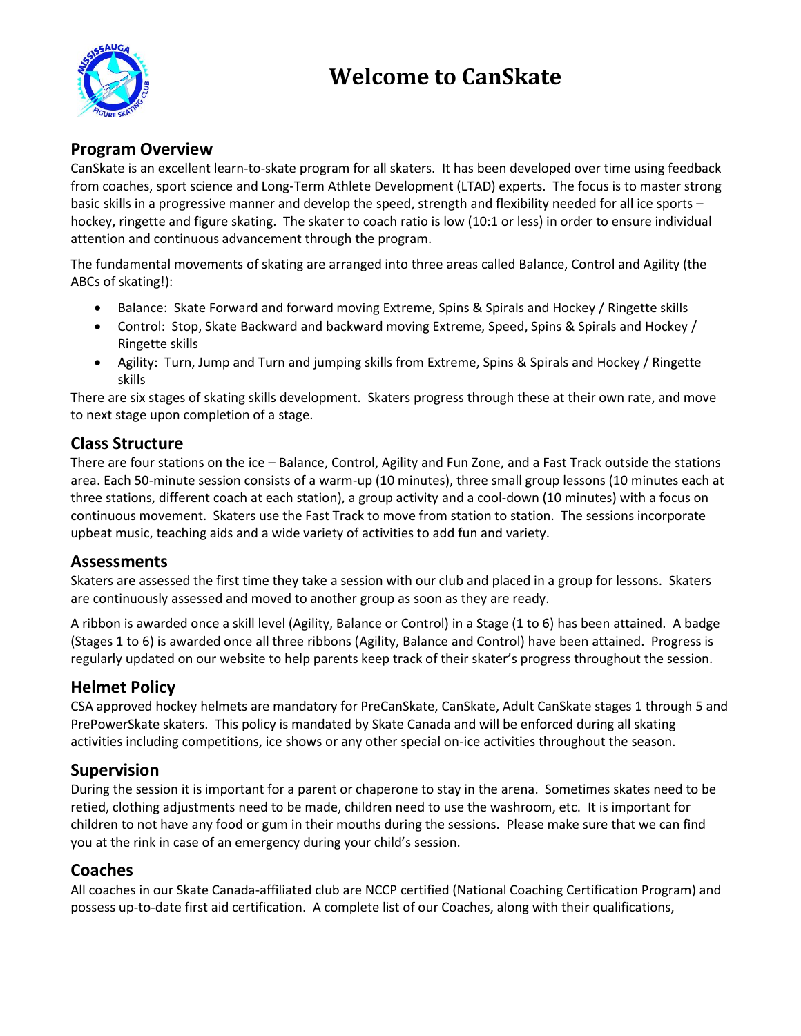# Welcome to CanSkate

## Program Overview

CanSkate is an excellent learn-to-skate program for all skaters. It has been developed over time using feedback from coaches, sport science and Long-Term Athlete Development (LTAD) experts. The focus is to master strong basic skills in a progressive manner and develop the speed, strength and flexibility needed for all ice sports – hockey, ringette and figure skating. The skater to coach ratio is low (10:1 or less) in order to ensure individual attention and continuous advancement through the program.

The fundamental movements of skating are arranged into three areas called Balance, Control and Agility (the ABCs of skating!):

- Balance: Skate Forward and forward moving Extreme, Spins & Spirals and Hockey / Ringette skills
- Control: Stop, Skate Backward and backward moving Extreme, Speed, Spins & Spirals and Hockey / Ringette skills
- Agility: Turn, Jump and Turn and jumping skills from Extreme, Spins & Spirals and Hockey / Ringette skills

There are six stages of skating skills development. Skaters progress through these at their own rate, and move to next stage upon completion of a stage.

## Class Structure

There are four stations on the ice – Balance, Control, Agility and Fun Zone, and a Fast Track outside the stations area. Each 50-minute session consists of a warm-up (10 minutes), three small group lessons (10 minutes each at three stations, different coach at each station), a group activity and a cool-down (10 minutes) with a focus on continuous movement. Skaters use the Fast Track to move from station to station. The sessions incorporate upbeat music, teaching aids and a wide variety of activities to add fun and variety.

## Assessments

Skaters are assessed the first time they take a session with our club and placed in a group for lessons. Skaters are continuously assessed and moved to another group as soon as they are ready.

A ribbon is awarded once a skill level (Agility, Balance or Control) in a Stage (1 to 6) has been attained. A badge (Stages 1 to 6) is awarded once all three ribbons (Agility, Balance and Control) have been attained. Progress is regularly updated on our website to help parents keep track of their skater's progress throughout the session.

## Helmet Policy

CSA approved hockey helmets are mandatory for PreCanSkate, CanSkate, Adult CanSkate stages 1 through 5 and PrePowerSkate skaters. This policy is mandated by Skate Canada and will be enforced during all skating activities including competitions, ice shows or any other special on-ice activities throughout the season.

## Supervision

During the session it is important for a parent or chaperone to stay in the arena. Sometimes skates need to be retied, clothing adjustments need to be made, children need to use the washroom, etc. It is important for children to not have any food or gum in their mouths during the sessions. Please make sure that we can find you at the rink in case of an emergency during your child's session.

## Coaches

All coaches in our Skate Canada-affiliated club are NCCP certified (National Coaching Certification Program) and possess up-to-date first aid certification. A complete list of our Coaches, along with their qualifications,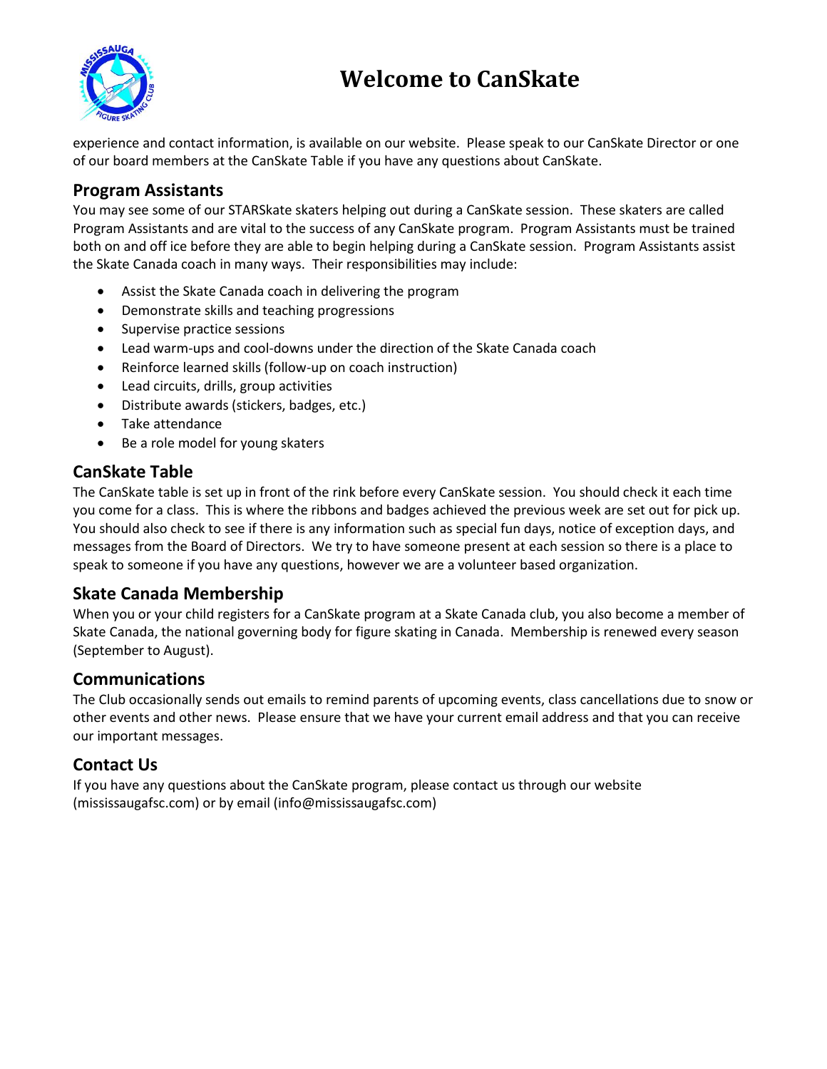# Welcome to CanSkate

experience and contact information, is available on our website. Please speak to our CanSkate Director or one of our board members at the CanSkate Table if you have any questions about CanSkate.

## Program Assistants

You may see some of our STARSkate skaters helping out during a CanSkate session. These skaters are called Program Assistants and are vital to the success of any CanSkate program. Program Assistants must be trained both on and off ice before they are able to begin helping during a CanSkate session. Program Assistants assist the Skate Canada coach in many ways. Their responsibilities may include:

- Assist the Skate Canada coach in delivering the program
- Demonstrate skills and teaching progressions
- Supervise practice sessions
- Lead warm-ups and cool-downs under the direction of the Skate Canada coach
- Reinforce learned skills (follow-up on coach instruction)
- Lead circuits, drills, group activities
- Distribute awards (stickers, badges, etc.)
- Take attendance
- Be a role model for young skaters

## CanSkate Table

The CanSkate table is set up in front of the rink before every CanSkate session. You should check it each time you come for a class. This is where the ribbons and badges achieved the previous week are set out for pick up. You should also check to see if there is any information such as special fun days, notice of exception days, and messages from the Board of Directors. We try to have someone present at each session so there is a place to speak to someone if you have any questions, however we are a volunteer based organization.

## Skate Canada Membership

When you or your child registers for a CanSkate program at a Skate Canada club, you also become a member of Skate Canada, the national governing body for figure skating in Canada. Membership is renewed every season (September to August).

## Communications

The Club occasionally sends out emails to remind parents of upcoming events, class cancellations due to snow or other events and other news. Please ensure that we have your current email address and that you can receive our important messages.

## Contact Us

If you have any questions about the CanSkate program, please contact us through our website (mississaugafsc.com) or by email (info@mississaugafsc.com)